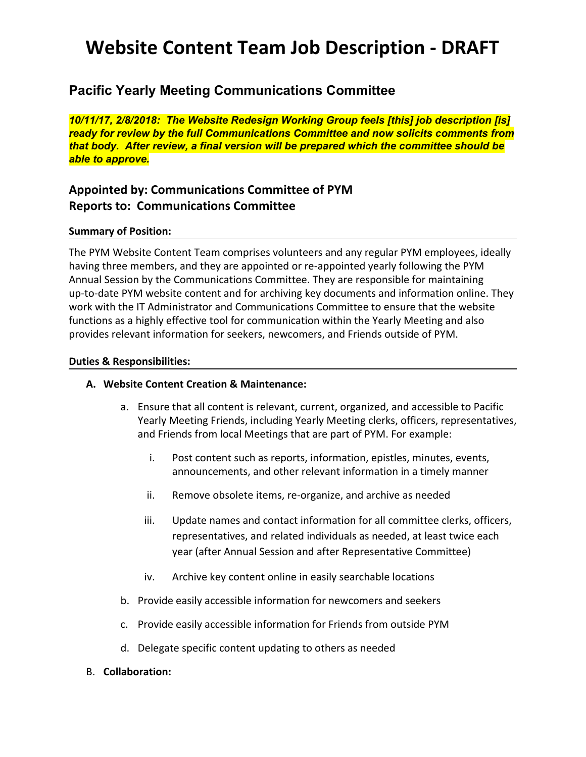# Website Content Team Job Description - DRAFT

## Pacific Yearly Meeting Communications Committee

***10/11/17, 2/8/2018: The Website Redesign Working Group feels [this] job description [is] ready for review by the full Communications Committee and now solicits comments from that body. After review, a final version will be prepared which the committee should be able to approve.***

### Appointed by: Communications Committee of PYM
### Reports to: Communications Committee

**Summary of Position:**

The PYM Website Content Team comprises volunteers and any regular PYM employees, ideally having three members, and they are appointed or re-appointed yearly following the PYM Annual Session by the Communications Committee. They are responsible for maintaining up-to-date PYM website content and for archiving key documents and information online. They work with the IT Administrator and Communications Committee to ensure that the website functions as a highly effective tool for communication within the Yearly Meeting and also provides relevant information for seekers, newcomers, and Friends outside of PYM.

**Duties & Responsibilities:**

A. **Website Content Creation & Maintenance:**

   a. Ensure that all content is relevant, current, organized, and accessible to Pacific Yearly Meeting Friends, including Yearly Meeting clerks, officers, representatives, and Friends from local Meetings that are part of PYM. For example:

      i. Post content such as reports, information, epistles, minutes, events, announcements, and other relevant information in a timely manner

      ii. Remove obsolete items, re-organize, and archive as needed

      iii. Update names and contact information for all committee clerks, officers, representatives, and related individuals as needed, at least twice each year (after Annual Session and after Representative Committee)

      iv. Archive key content online in easily searchable locations

   b. Provide easily accessible information for newcomers and seekers

   c. Provide easily accessible information for Friends from outside PYM

   d. Delegate specific content updating to others as needed

B. **Collaboration:**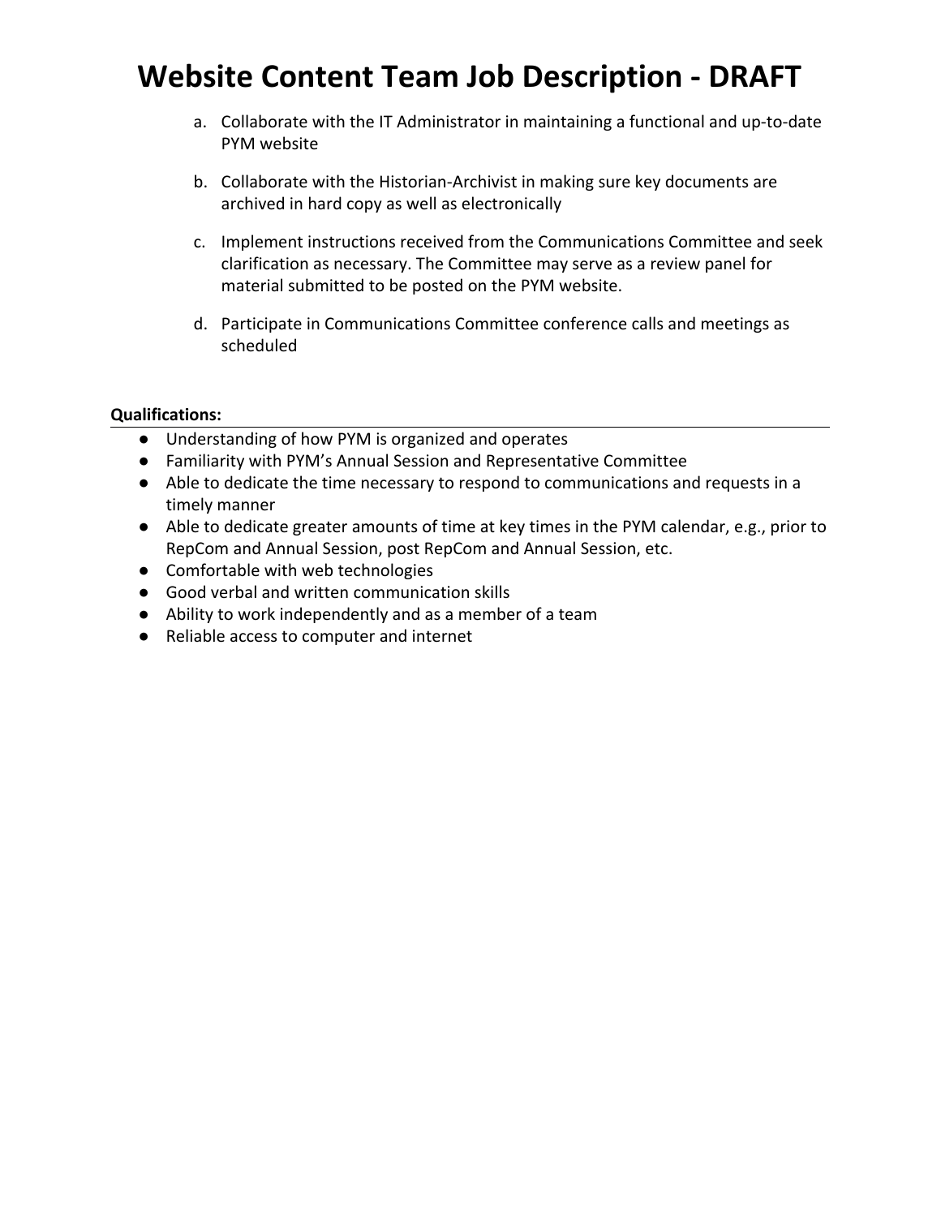# Website Content Team Job Description - DRAFT

a. Collaborate with the IT Administrator in maintaining a functional and up-to-date PYM website

b. Collaborate with the Historian-Archivist in making sure key documents are archived in hard copy as well as electronically

c. Implement instructions received from the Communications Committee and seek clarification as necessary. The Committee may serve as a review panel for material submitted to be posted on the PYM website.

d. Participate in Communications Committee conference calls and meetings as scheduled

**Qualifications:**

- Understanding of how PYM is organized and operates
- Familiarity with PYM's Annual Session and Representative Committee
- Able to dedicate the time necessary to respond to communications and requests in a timely manner
- Able to dedicate greater amounts of time at key times in the PYM calendar, e.g., prior to RepCom and Annual Session, post RepCom and Annual Session, etc.
- Comfortable with web technologies
- Good verbal and written communication skills
- Ability to work independently and as a member of a team
- Reliable access to computer and internet